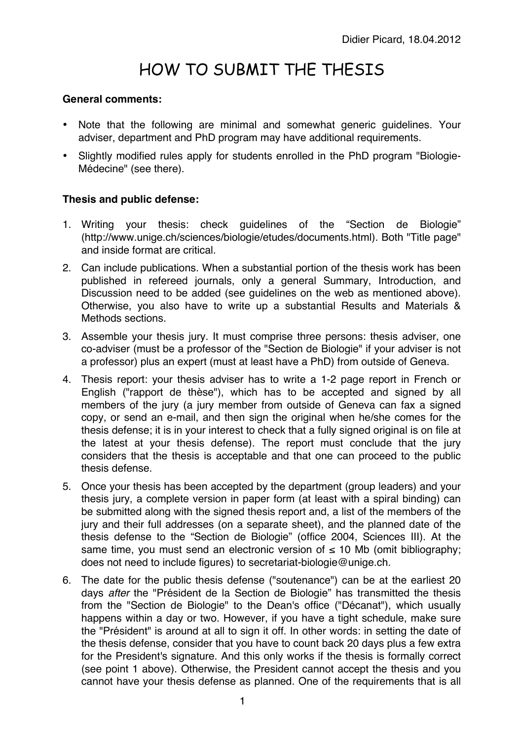Didier Picard, 18.04.2012

# HOW TO SUBMIT THE THESIS

**General comments:**

- Note that the following are minimal and somewhat generic guidelines. Your adviser, department and PhD program may have additional requirements.
- Slightly modified rules apply for students enrolled in the PhD program "Biologie-Médecine" (see there).

**Thesis and public defense:**

1. Writing your thesis: check guidelines of the "Section de Biologie" (http://www.unige.ch/sciences/biologie/etudes/documents.html). Both "Title page" and inside format are critical.
2. Can include publications. When a substantial portion of the thesis work has been published in refereed journals, only a general Summary, Introduction, and Discussion need to be added (see guidelines on the web as mentioned above). Otherwise, you also have to write up a substantial Results and Materials & Methods sections.
3. Assemble your thesis jury. It must comprise three persons: thesis adviser, one co-adviser (must be a professor of the "Section de Biologie" if your adviser is not a professor) plus an expert (must at least have a PhD) from outside of Geneva.
4. Thesis report: your thesis adviser has to write a 1-2 page report in French or English ("rapport de thèse"), which has to be accepted and signed by all members of the jury (a jury member from outside of Geneva can fax a signed copy, or send an e-mail, and then sign the original when he/she comes for the thesis defense; it is in your interest to check that a fully signed original is on file at the latest at your thesis defense). The report must conclude that the jury considers that the thesis is acceptable and that one can proceed to the public thesis defense.
5. Once your thesis has been accepted by the department (group leaders) and your thesis jury, a complete version in paper form (at least with a spiral binding) can be submitted along with the signed thesis report and, a list of the members of the jury and their full addresses (on a separate sheet), and the planned date of the thesis defense to the "Section de Biologie" (office 2004, Sciences III). At the same time, you must send an electronic version of ≤ 10 Mb (omit bibliography; does not need to include figures) to secretariat-biologie@unige.ch.
6. The date for the public thesis defense ("soutenance") can be at the earliest 20 days *after* the "Président de la Section de Biologie" has transmitted the thesis from the "Section de Biologie" to the Dean's office ("Décanat"), which usually happens within a day or two. However, if you have a tight schedule, make sure the "Président" is around at all to sign it off. In other words: in setting the date of the thesis defense, consider that you have to count back 20 days plus a few extra for the President's signature. And this only works if the thesis is formally correct (see point 1 above). Otherwise, the President cannot accept the thesis and you cannot have your thesis defense as planned. One of the requirements that is all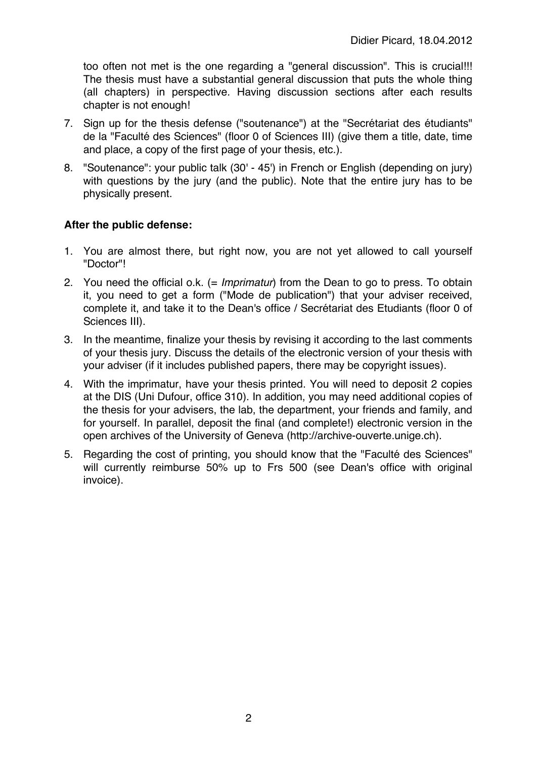too often not met is the one regarding a "general discussion". This is crucial!!! The thesis must have a substantial general discussion that puts the whole thing (all chapters) in perspective. Having discussion sections after each results chapter is not enough!

7. Sign up for the thesis defense ("soutenance") at the "Secrétariat des étudiants" de la "Faculté des Sciences" (floor 0 of Sciences III) (give them a title, date, time and place, a copy of the first page of your thesis, etc.).
8. "Soutenance": your public talk (30' - 45') in French or English (depending on jury) with questions by the jury (and the public). Note that the entire jury has to be physically present.

**After the public defense:**

1. You are almost there, but right now, you are not yet allowed to call yourself "Doctor"!
2. You need the official o.k. (= *Imprimatur*) from the Dean to go to press. To obtain it, you need to get a form ("Mode de publication") that your adviser received, complete it, and take it to the Dean's office / Secrétariat des Etudiants (floor 0 of Sciences III).
3. In the meantime, finalize your thesis by revising it according to the last comments of your thesis jury. Discuss the details of the electronic version of your thesis with your adviser (if it includes published papers, there may be copyright issues).
4. With the imprimatur, have your thesis printed. You will need to deposit 2 copies at the DIS (Uni Dufour, office 310). In addition, you may need additional copies of the thesis for your advisers, the lab, the department, your friends and family, and for yourself. In parallel, deposit the final (and complete!) electronic version in the open archives of the University of Geneva (http://archive-ouverte.unige.ch).
5. Regarding the cost of printing, you should know that the "Faculté des Sciences" will currently reimburse 50% up to Frs 500 (see Dean's office with original invoice).